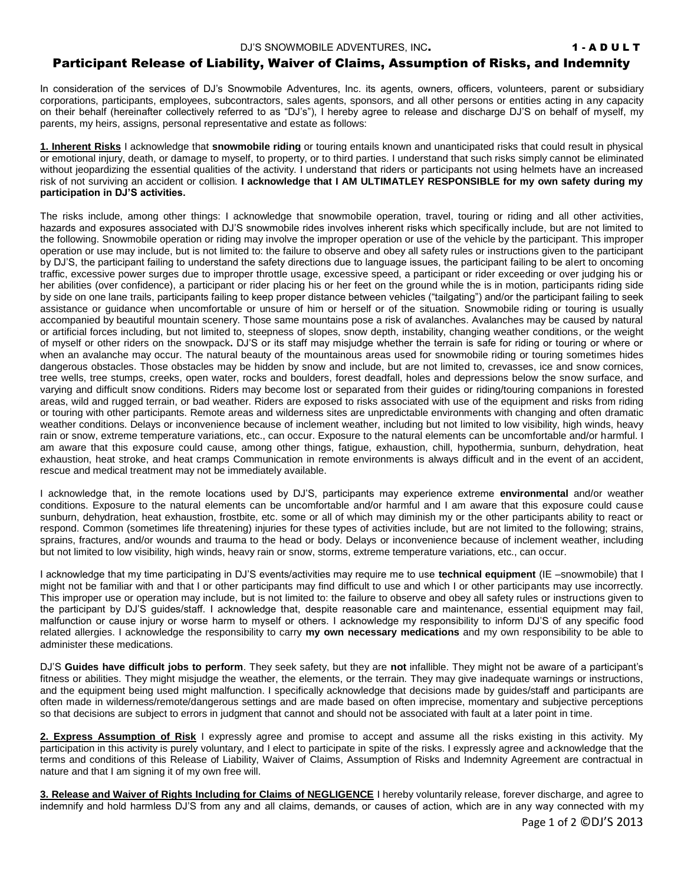DJ'S SNOWMOBILE ADVENTURES, INC. **1 - A D U L T**

# Participant Release of Liability, Waiver of Claims, Assumption of Risks, and Indemnity

In consideration of the services of DJ's Snowmobile Adventures, Inc. its agents, owners, officers, volunteers, parent or subsidiary corporations, participants, employees, subcontractors, sales agents, sponsors, and all other persons or entities acting in any capacity on their behalf (hereinafter collectively referred to as "DJ's"), I hereby agree to release and discharge DJ'S on behalf of myself, my parents, my heirs, assigns, personal representative and estate as follows:

**1. Inherent Risks** I acknowledge that **snowmobile riding** or touring entails known and unanticipated risks that could result in physical or emotional injury, death, or damage to myself, to property, or to third parties. I understand that such risks simply cannot be eliminated without jeopardizing the essential qualities of the activity. I understand that riders or participants not using helmets have an increased risk of not surviving an accident or collision. **I acknowledge that I AM ULTIMATLEY RESPONSIBLE for my own safety during my participation in DJ'S activities.**

The risks include, among other things: I acknowledge that snowmobile operation, travel, touring or riding and all other activities, hazards and exposures associated with DJ'S snowmobile rides involves inherent risks which specifically include, but are not limited to the following. Snowmobile operation or riding may involve the improper operation or use of the vehicle by the participant. This improper operation or use may include, but is not limited to: the failure to observe and obey all safety rules or instructions given to the participant by DJ'S, the participant failing to understand the safety directions due to language issues, the participant failing to be alert to oncoming traffic, excessive power surges due to improper throttle usage, excessive speed, a participant or rider exceeding or over judging his or her abilities (over confidence), a participant or rider placing his or her feet on the ground while the is in motion, participants riding side by side on one lane trails, participants failing to keep proper distance between vehicles ("tailgating") and/or the participant failing to seek assistance or guidance when uncomfortable or unsure of him or herself or of the situation. Snowmobile riding or touring is usually accompanied by beautiful mountain scenery. Those same mountains pose a risk of avalanches. Avalanches may be caused by natural or artificial forces including, but not limited to, steepness of slopes, snow depth, instability, changing weather conditions, or the weight of myself or other riders on the snowpack**.** DJ'S or its staff may misjudge whether the terrain is safe for riding or touring or where or when an avalanche may occur. The natural beauty of the mountainous areas used for snowmobile riding or touring sometimes hides dangerous obstacles. Those obstacles may be hidden by snow and include, but are not limited to, crevasses, ice and snow cornices, tree wells, tree stumps, creeks, open water, rocks and boulders, forest deadfall, holes and depressions below the snow surface, and varying and difficult snow conditions. Riders may become lost or separated from their guides or riding/touring companions in forested areas, wild and rugged terrain, or bad weather. Riders are exposed to risks associated with use of the equipment and risks from riding or touring with other participants. Remote areas and wilderness sites are unpredictable environments with changing and often dramatic weather conditions. Delays or inconvenience because of inclement weather, including but not limited to low visibility, high winds, heavy rain or snow, extreme temperature variations, etc., can occur. Exposure to the natural elements can be uncomfortable and/or harmful. I am aware that this exposure could cause, among other things, fatigue, exhaustion, chill, hypothermia, sunburn, dehydration, heat exhaustion, heat stroke, and heat cramps Communication in remote environments is always difficult and in the event of an accident, rescue and medical treatment may not be immediately available.

I acknowledge that, in the remote locations used by DJ'S, participants may experience extreme **environmental** and/or weather conditions. Exposure to the natural elements can be uncomfortable and/or harmful and I am aware that this exposure could cause sunburn, dehydration, heat exhaustion, frostbite, etc. some or all of which may diminish my or the other participants ability to react or respond. Common (sometimes life threatening) injuries for these types of activities include, but are not limited to the following; strains, sprains, fractures, and/or wounds and trauma to the head or body. Delays or inconvenience because of inclement weather, including but not limited to low visibility, high winds, heavy rain or snow, storms, extreme temperature variations, etc., can occur.

I acknowledge that my time participating in DJ'S events/activities may require me to use **technical equipment** (IE –snowmobile) that I might not be familiar with and that I or other participants may find difficult to use and which I or other participants may use incorrectly. This improper use or operation may include, but is not limited to: the failure to observe and obey all safety rules or instructions given to the participant by DJ'S guides/staff. I acknowledge that, despite reasonable care and maintenance, essential equipment may fail, malfunction or cause injury or worse harm to myself or others. I acknowledge my responsibility to inform DJ'S of any specific food related allergies. I acknowledge the responsibility to carry **my own necessary medications** and my own responsibility to be able to administer these medications.

DJ'S **Guides have difficult jobs to perform**. They seek safety, but they are **not** infallible. They might not be aware of a participant's fitness or abilities. They might misjudge the weather, the elements, or the terrain. They may give inadequate warnings or instructions, and the equipment being used might malfunction. I specifically acknowledge that decisions made by guides/staff and participants are often made in wilderness/remote/dangerous settings and are made based on often imprecise, momentary and subjective perceptions so that decisions are subject to errors in judgment that cannot and should not be associated with fault at a later point in time.

**2. Express Assumption of Risk** I expressly agree and promise to accept and assume all the risks existing in this activity. My participation in this activity is purely voluntary, and I elect to participate in spite of the risks. I expressly agree and acknowledge that the terms and conditions of this Release of Liability, Waiver of Claims, Assumption of Risks and Indemnity Agreement are contractual in nature and that I am signing it of my own free will.

**3. Release and Waiver of Rights Including for Claims of NEGLIGENCE** I hereby voluntarily release, forever discharge, and agree to indemnify and hold harmless DJ'S from any and all claims, demands, or causes of action, which are in any way connected with my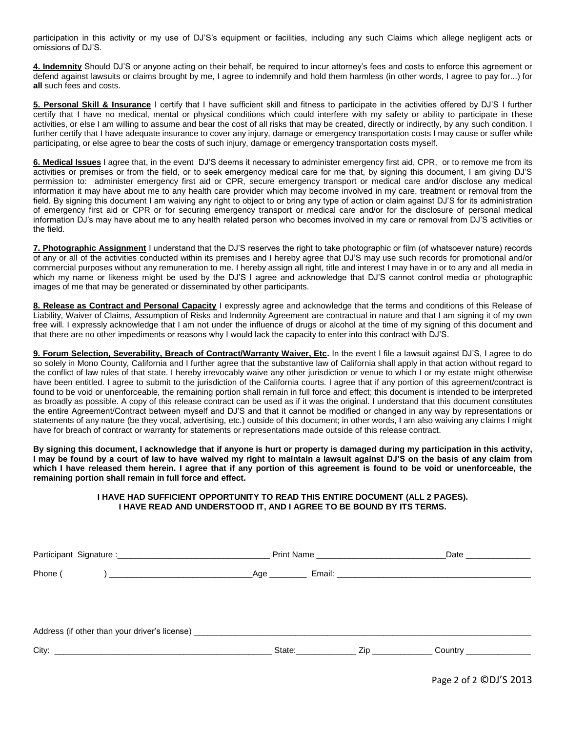participation in this activity or my use of DJ'S's equipment or facilities, including any such Claims which allege negligent acts or omissions of DJ'S.

**4. Indemnity** Should DJ'S or anyone acting on their behalf, be required to incur attorney's fees and costs to enforce this agreement or defend against lawsuits or claims brought by me, I agree to indemnify and hold them harmless (in other words, I agree to pay for...) for **all** such fees and costs.

**5. Personal Skill & Insurance** I certify that I have sufficient skill and fitness to participate in the activities offered by DJ'S I further certify that I have no medical, mental or physical conditions which could interfere with my safety or ability to participate in these activities, or else I am willing to assume and bear the cost of all risks that may be created, directly or indirectly, by any such condition. I further certify that I have adequate insurance to cover any injury, damage or emergency transportation costs I may cause or suffer while participating, or else agree to bear the costs of such injury, damage or emergency transportation costs myself.

**6. Medical Issues** I agree that, in the event DJ'S deems it necessary to administer emergency first aid, CPR, or to remove me from its activities or premises or from the field, or to seek emergency medical care for me that, by signing this document, I am giving DJ'S permission to: administer emergency first aid or CPR, secure emergency transport or medical care and/or disclose any medical information it may have about me to any health care provider which may become involved in my care, treatment or removal from the field. By signing this document I am waiving any right to object to or bring any type of action or claim against DJ'S for its administration of emergency first aid or CPR or for securing emergency transport or medical care and/or for the disclosure of personal medical information DJ's may have about me to any health related person who becomes involved in my care or removal from DJ'S activities or the field.

**7. Photographic Assignment** I understand that the DJ'S reserves the right to take photographic or film (of whatsoever nature) records of any or all of the activities conducted within its premises and I hereby agree that DJ'S may use such records for promotional and/or commercial purposes without any remuneration to me. I hereby assign all right, title and interest I may have in or to any and all media in which my name or likeness might be used by the DJ'S I agree and acknowledge that DJ'S cannot control media or photographic images of me that may be generated or disseminated by other participants.

**8. Release as Contract and Personal Capacity** I expressly agree and acknowledge that the terms and conditions of this Release of Liability, Waiver of Claims, Assumption of Risks and Indemnity Agreement are contractual in nature and that I am signing it of my own free will. I expressly acknowledge that I am not under the influence of drugs or alcohol at the time of my signing of this document and that there are no other impediments or reasons why I would lack the capacity to enter into this contract with DJ'S.

**9. Forum Selection, Severability, Breach of Contract/Warranty Waiver, Etc.** In the event I file a lawsuit against DJ'S, I agree to do so solely in Mono County, California and I further agree that the substantive law of California shall apply in that action without regard to the conflict of law rules of that state. I hereby irrevocably waive any other jurisdiction or venue to which I or my estate might otherwise have been entitled. I agree to submit to the jurisdiction of the California courts. I agree that if any portion of this agreement/contract is found to be void or unenforceable, the remaining portion shall remain in full force and effect; this document is intended to be interpreted as broadly as possible. A copy of this release contract can be used as if it was the original. I understand that this document constitutes the entire Agreement/Contract between myself and DJ'S and that it cannot be modified or changed in any way by representations or statements of any nature (be they vocal, advertising, etc.) outside of this document; in other words, I am also waiving any claims I might have for breach of contract or warranty for statements or representations made outside of this release contract.

**By signing this document, I acknowledge that if anyone is hurt or property is damaged during my participation in this activity, I may be found by a court of law to have waived my right to maintain a lawsuit against DJ'S on the basis of any claim from which I have released them herein. I agree that if any portion of this agreement is found to be void or unenforceable, the remaining portion shall remain in full force and effect.**

**I HAVE HAD SUFFICIENT OPPORTUNITY TO READ THIS ENTIRE DOCUMENT (ALL 2 PAGES).**
**I HAVE READ AND UNDERSTOOD IT, AND I AGREE TO BE BOUND BY ITS TERMS.**

Participant Signature :________________________________ Print Name ___________________________ Date ______________

Phone ( ) ______________________________ Age ________ Email: __________________________________________

Address (if other than your driver's license) ___________________________________________________________________________

City: ________________________________________________ State:_____________ Zip _____________ Country ______________

©DJ'S 2013